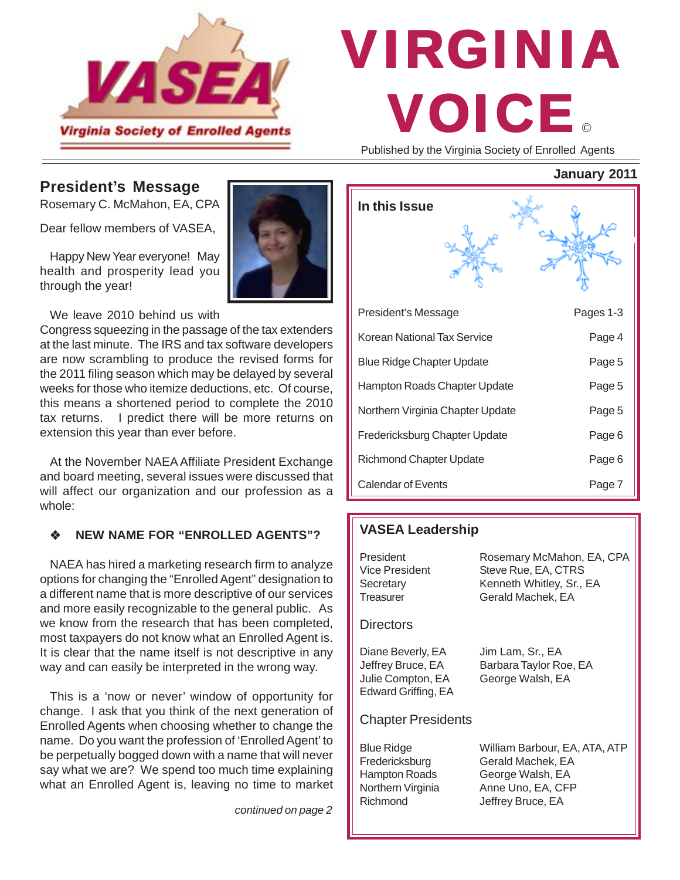# VIRGINIA VOICE ©

Virginia Society of Enrolled Agents

Published by the Virginia Society of Enrolled Agents

January 2011

## President's Message

Rosemary C. McMahon, EA, CPA

Dear fellow members of VASEA,

Happy New Year everyone! May health and prosperity lead you through the year!

We leave 2010 behind us with Congress squeezing in the passage of the tax extenders at the last minute. The IRS and tax software developers are now scrambling to produce the revised forms for the 2011 filing season which may be delayed by several weeks for those who itemize deductions, etc. Of course, this means a shortened period to complete the 2010 tax returns. I predict there will be more returns on extension this year than ever before.

At the November NAEA Affiliate President Exchange and board meeting, several issues were discussed that will affect our organization and our profession as a whole:

### ❖ NEW NAME FOR "ENROLLED AGENTS"?

NAEA has hired a marketing research firm to analyze options for changing the "Enrolled Agent" designation to a different name that is more descriptive of our services and more easily recognizable to the general public. As we know from the research that has been completed, most taxpayers do not know what an Enrolled Agent is. It is clear that the name itself is not descriptive in any way and can easily be interpreted in the wrong way.

This is a 'now or never' window of opportunity for change. I ask that you think of the next generation of Enrolled Agents when choosing whether to change the name. Do you want the profession of 'Enrolled Agent' to be perpetually bogged down with a name that will never say what we are? We spend too much time explaining what an Enrolled Agent is, leaving no time to market

*continued on page 2*

## In this Issue

| | |
|---|---|
| President's Message | Pages 1-3 |
| Korean National Tax Service | Page 4 |
| Blue Ridge Chapter Update | Page 5 |
| Hampton Roads Chapter Update | Page 5 |
| Northern Virginia Chapter Update | Page 5 |
| Fredericksburg Chapter Update | Page 6 |
| Richmond Chapter Update | Page 6 |
| Calendar of Events | Page 7 |

## VASEA Leadership

| | |
|---|---|
| President | Rosemary McMahon, EA, CPA |
| Vice President | Steve Rue, EA, CTRS |
| Secretary | Kenneth Whitley, Sr., EA |
| Treasurer | Gerald Machek, EA |

### Directors

Diane Beverly, EA
Jeffrey Bruce, EA
Julie Compton, EA
Edward Griffing, EA
Jim Lam, Sr., EA
Barbara Taylor Roe, EA
George Walsh, EA

### Chapter Presidents

| | |
|---|---|
| Blue Ridge | William Barbour, EA, ATA, ATP |
| Fredericksburg | Gerald Machek, EA |
| Hampton Roads | George Walsh, EA |
| Northern Virginia | Anne Uno, EA, CFP |
| Richmond | Jeffrey Bruce, EA |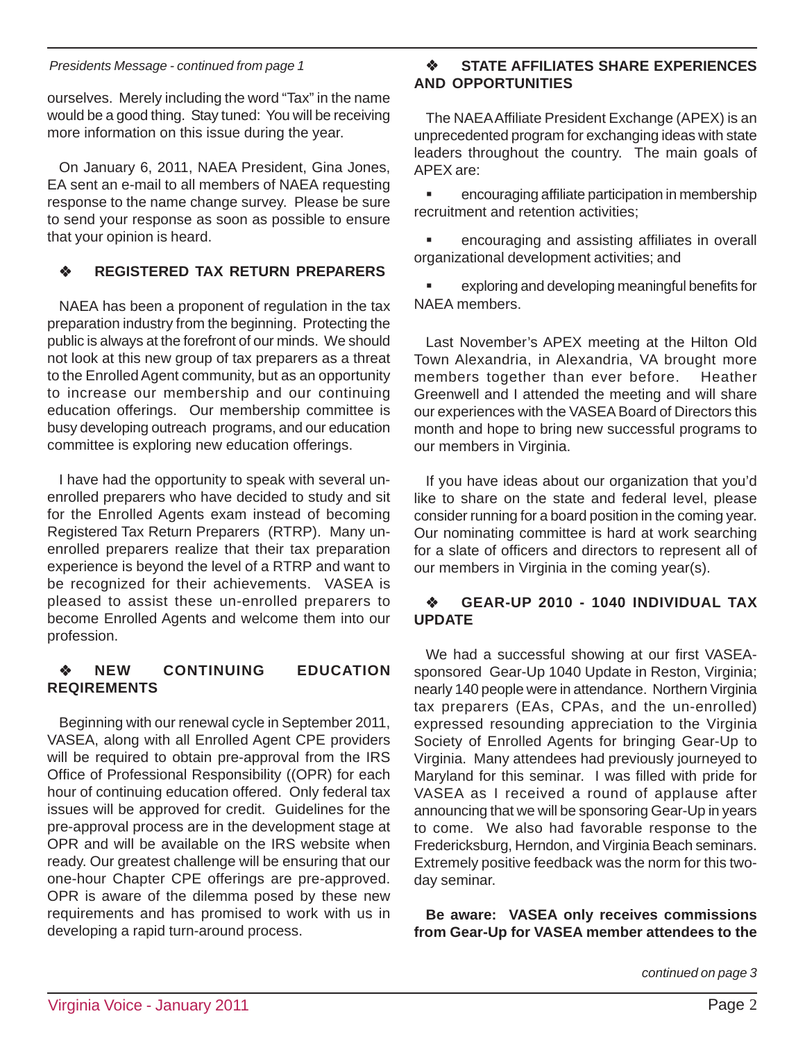*Presidents Message - continued from page 1*

ourselves. Merely including the word "Tax" in the name would be a good thing. Stay tuned: You will be receiving more information on this issue during the year.

On January 6, 2011, NAEA President, Gina Jones, EA sent an e-mail to all members of NAEA requesting response to the name change survey. Please be sure to send your response as soon as possible to ensure that your opinion is heard.

## ❖ REGISTERED TAX RETURN PREPARERS

NAEA has been a proponent of regulation in the tax preparation industry from the beginning. Protecting the public is always at the forefront of our minds. We should not look at this new group of tax preparers as a threat to the Enrolled Agent community, but as an opportunity to increase our membership and our continuing education offerings. Our membership committee is busy developing outreach programs, and our education committee is exploring new education offerings.

I have had the opportunity to speak with several un-enrolled preparers who have decided to study and sit for the Enrolled Agents exam instead of becoming Registered Tax Return Preparers (RTRP). Many un-enrolled preparers realize that their tax preparation experience is beyond the level of a RTRP and want to be recognized for their achievements. VASEA is pleased to assist these un-enrolled preparers to become Enrolled Agents and welcome them into our profession.

## ❖ NEW CONTINUING EDUCATION REQIREMENTS

Beginning with our renewal cycle in September 2011, VASEA, along with all Enrolled Agent CPE providers will be required to obtain pre-approval from the IRS Office of Professional Responsibility ((OPR) for each hour of continuing education offered. Only federal tax issues will be approved for credit. Guidelines for the pre-approval process are in the development stage at OPR and will be available on the IRS website when ready. Our greatest challenge will be ensuring that our one-hour Chapter CPE offerings are pre-approved. OPR is aware of the dilemma posed by these new requirements and has promised to work with us in developing a rapid turn-around process.

## ❖ STATE AFFILIATES SHARE EXPERIENCES AND OPPORTUNITIES

The NAEA Affiliate President Exchange (APEX) is an unprecedented program for exchanging ideas with state leaders throughout the country. The main goals of APEX are:

- encouraging affiliate participation in membership recruitment and retention activities;
- encouraging and assisting affiliates in overall organizational development activities; and
- exploring and developing meaningful benefits for NAEA members.

Last November's APEX meeting at the Hilton Old Town Alexandria, in Alexandria, VA brought more members together than ever before. Heather Greenwell and I attended the meeting and will share our experiences with the VASEA Board of Directors this month and hope to bring new successful programs to our members in Virginia.

If you have ideas about our organization that you'd like to share on the state and federal level, please consider running for a board position in the coming year. Our nominating committee is hard at work searching for a slate of officers and directors to represent all of our members in Virginia in the coming year(s).

## ❖ GEAR-UP 2010 - 1040 INDIVIDUAL TAX UPDATE

We had a successful showing at our first VASEA-sponsored Gear-Up 1040 Update in Reston, Virginia; nearly 140 people were in attendance. Northern Virginia tax preparers (EAs, CPAs, and the un-enrolled) expressed resounding appreciation to the Virginia Society of Enrolled Agents for bringing Gear-Up to Virginia. Many attendees had previously journeyed to Maryland for this seminar. I was filled with pride for VASEA as I received a round of applause after announcing that we will be sponsoring Gear-Up in years to come. We also had favorable response to the Fredericksburg, Herndon, and Virginia Beach seminars. Extremely positive feedback was the norm for this two-day seminar.

**Be aware: VASEA only receives commissions from Gear-Up for VASEA member attendees to the**

*continued on page 3*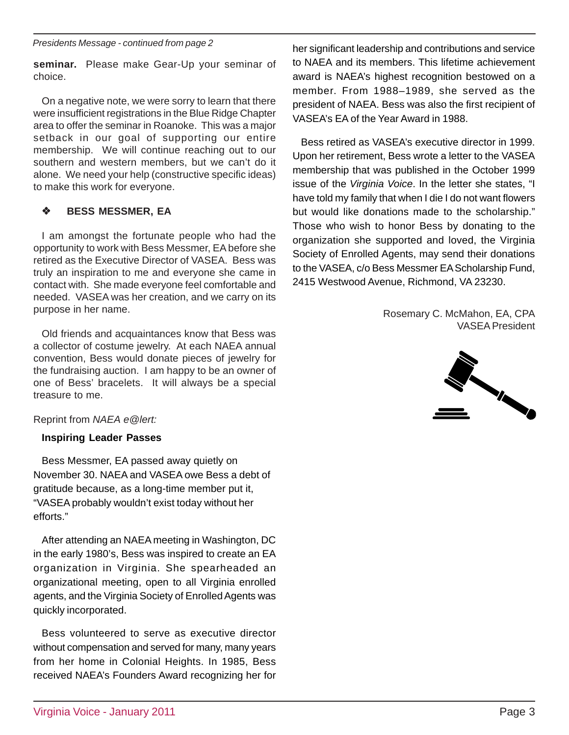*Presidents Message - continued from page 2*

**seminar.** Please make Gear-Up your seminar of choice.

On a negative note, we were sorry to learn that there were insufficient registrations in the Blue Ridge Chapter area to offer the seminar in Roanoke. This was a major setback in our goal of supporting our entire membership. We will continue reaching out to our southern and western members, but we can't do it alone. We need your help (constructive specific ideas) to make this work for everyone.

### ❖ BESS MESSMER, EA

I am amongst the fortunate people who had the opportunity to work with Bess Messmer, EA before she retired as the Executive Director of VASEA. Bess was truly an inspiration to me and everyone she came in contact with. She made everyone feel comfortable and needed. VASEA was her creation, and we carry on its purpose in her name.

Old friends and acquaintances know that Bess was a collector of costume jewelry. At each NAEA annual convention, Bess would donate pieces of jewelry for the fundraising auction. I am happy to be an owner of one of Bess' bracelets. It will always be a special treasure to me.

Reprint from *NAEA e@lert:*

**Inspiring Leader Passes**

Bess Messmer, EA passed away quietly on November 30. NAEA and VASEA owe Bess a debt of gratitude because, as a long-time member put it, "VASEA probably wouldn't exist today without her efforts."

After attending an NAEA meeting in Washington, DC in the early 1980's, Bess was inspired to create an EA organization in Virginia. She spearheaded an organizational meeting, open to all Virginia enrolled agents, and the Virginia Society of Enrolled Agents was quickly incorporated.

Bess volunteered to serve as executive director without compensation and served for many, many years from her home in Colonial Heights. In 1985, Bess received NAEA's Founders Award recognizing her for her significant leadership and contributions and service to NAEA and its members. This lifetime achievement award is NAEA's highest recognition bestowed on a member. From 1988–1989, she served as the president of NAEA. Bess was also the first recipient of VASEA's EA of the Year Award in 1988.

Bess retired as VASEA's executive director in 1999. Upon her retirement, Bess wrote a letter to the VASEA membership that was published in the October 1999 issue of the *Virginia Voice*. In the letter she states, "I have told my family that when I die I do not want flowers but would like donations made to the scholarship." Those who wish to honor Bess by donating to the organization she supported and loved, the Virginia Society of Enrolled Agents, may send their donations to the VASEA, c/o Bess Messmer EA Scholarship Fund, 2415 Westwood Avenue, Richmond, VA 23230.

Rosemary C. McMahon, EA, CPA
VASEA President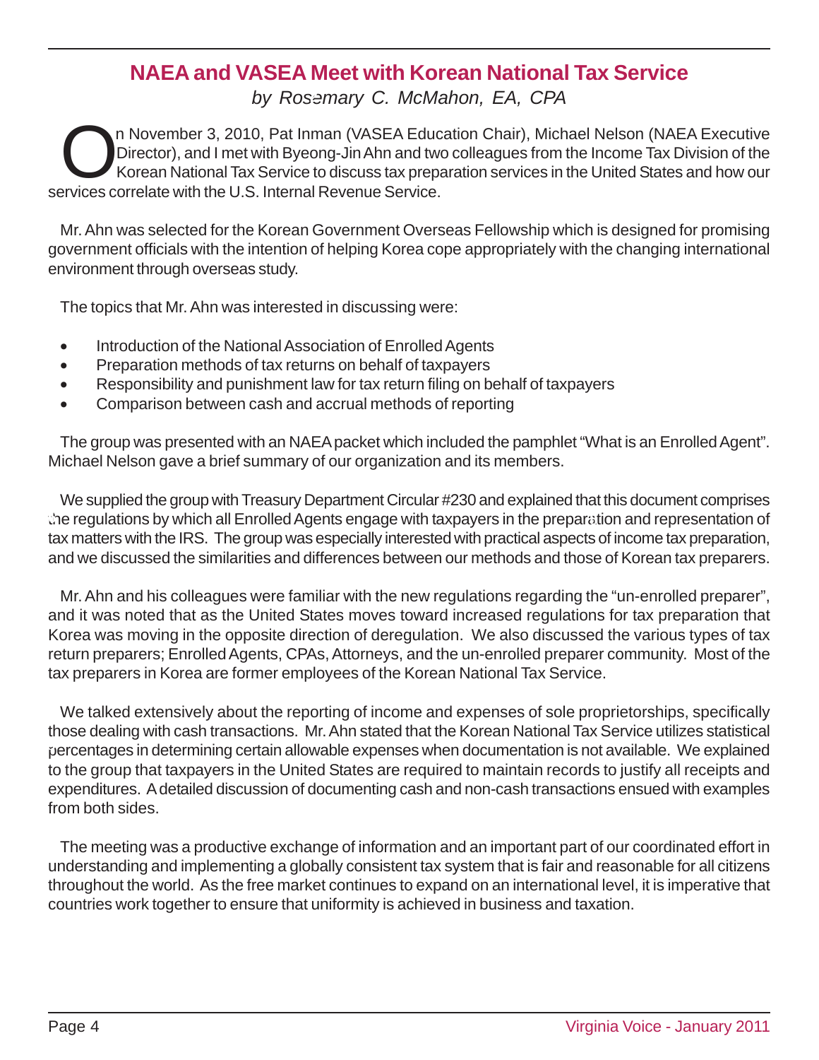# NAEA and VASEA Meet with Korean National Tax Service

*by Rosemary C. McMahon, EA, CPA*

On November 3, 2010, Pat Inman (VASEA Education Chair), Michael Nelson (NAEA Executive Director), and I met with Byeong-Jin Ahn and two colleagues from the Income Tax Division of the Korean National Tax Service to discuss tax preparation services in the United States and how our services correlate with the U.S. Internal Revenue Service.

Mr. Ahn was selected for the Korean Government Overseas Fellowship which is designed for promising government officials with the intention of helping Korea cope appropriately with the changing international environment through overseas study.

The topics that Mr. Ahn was interested in discussing were:

- Introduction of the National Association of Enrolled Agents
- Preparation methods of tax returns on behalf of taxpayers
- Responsibility and punishment law for tax return filing on behalf of taxpayers
- Comparison between cash and accrual methods of reporting

The group was presented with an NAEA packet which included the pamphlet "What is an Enrolled Agent". Michael Nelson gave a brief summary of our organization and its members.

We supplied the group with Treasury Department Circular #230 and explained that this document comprises the regulations by which all Enrolled Agents engage with taxpayers in the preparation and representation of tax matters with the IRS. The group was especially interested with practical aspects of income tax preparation, and we discussed the similarities and differences between our methods and those of Korean tax preparers.

Mr. Ahn and his colleagues were familiar with the new regulations regarding the "un-enrolled preparer", and it was noted that as the United States moves toward increased regulations for tax preparation that Korea was moving in the opposite direction of deregulation. We also discussed the various types of tax return preparers; Enrolled Agents, CPAs, Attorneys, and the un-enrolled preparer community. Most of the tax preparers in Korea are former employees of the Korean National Tax Service.

We talked extensively about the reporting of income and expenses of sole proprietorships, specifically those dealing with cash transactions. Mr. Ahn stated that the Korean National Tax Service utilizes statistical percentages in determining certain allowable expenses when documentation is not available. We explained to the group that taxpayers in the United States are required to maintain records to justify all receipts and expenditures. A detailed discussion of documenting cash and non-cash transactions ensued with examples from both sides.

The meeting was a productive exchange of information and an important part of our coordinated effort in understanding and implementing a globally consistent tax system that is fair and reasonable for all citizens throughout the world. As the free market continues to expand on an international level, it is imperative that countries work together to ensure that uniformity is achieved in business and taxation.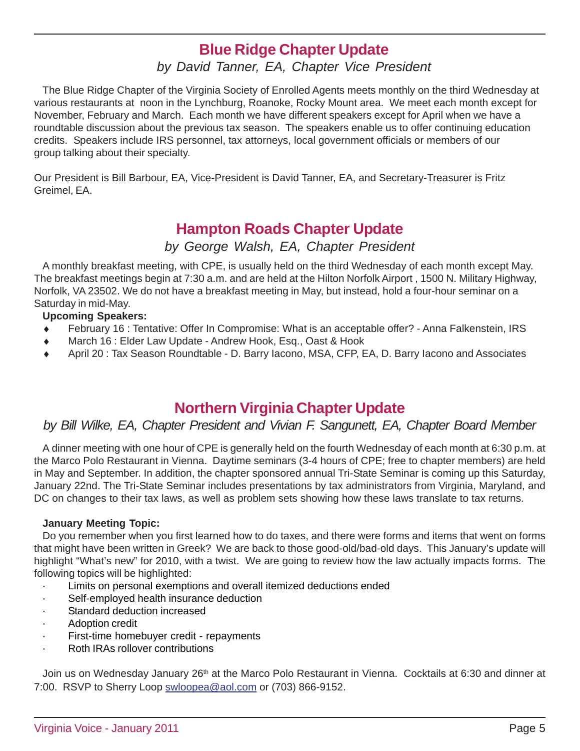## Blue Ridge Chapter Update

*by David Tanner, EA, Chapter Vice President*

The Blue Ridge Chapter of the Virginia Society of Enrolled Agents meets monthly on the third Wednesday at various restaurants at noon in the Lynchburg, Roanoke, Rocky Mount area. We meet each month except for November, February and March. Each month we have different speakers except for April when we have a roundtable discussion about the previous tax season. The speakers enable us to offer continuing education credits. Speakers include IRS personnel, tax attorneys, local government officials or members of our group talking about their specialty.

Our President is Bill Barbour, EA, Vice-President is David Tanner, EA, and Secretary-Treasurer is Fritz Greimel, EA.

## Hampton Roads Chapter Update

*by George Walsh, EA, Chapter President*

A monthly breakfast meeting, with CPE, is usually held on the third Wednesday of each month except May. The breakfast meetings begin at 7:30 a.m. and are held at the Hilton Norfolk Airport , 1500 N. Military Highway, Norfolk, VA 23502. We do not have a breakfast meeting in May, but instead, hold a four-hour seminar on a Saturday in mid-May.

**Upcoming Speakers:**

- February 16 : Tentative: Offer In Compromise: What is an acceptable offer? - Anna Falkenstein, IRS
- March 16 : Elder Law Update - Andrew Hook, Esq., Oast & Hook
- April 20 : Tax Season Roundtable - D. Barry Iacono, MSA, CFP, EA, D. Barry Iacono and Associates

## Northern Virginia Chapter Update

*by Bill Wilke, EA, Chapter President and Vivian F. Sangunett, EA, Chapter Board Member*

A dinner meeting with one hour of CPE is generally held on the fourth Wednesday of each month at 6:30 p.m. at the Marco Polo Restaurant in Vienna. Daytime seminars (3-4 hours of CPE; free to chapter members) are held in May and September. In addition, the chapter sponsored annual Tri-State Seminar is coming up this Saturday, January 22nd. The Tri-State Seminar includes presentations by tax administrators from Virginia, Maryland, and DC on changes to their tax laws, as well as problem sets showing how these laws translate to tax returns.

**January Meeting Topic:**

Do you remember when you first learned how to do taxes, and there were forms and items that went on forms that might have been written in Greek? We are back to those good-old/bad-old days. This January's update will highlight "What's new" for 2010, with a twist. We are going to review how the law actually impacts forms. The following topics will be highlighted:

- Limits on personal exemptions and overall itemized deductions ended
- Self-employed health insurance deduction
- Standard deduction increased
- Adoption credit
- First-time homebuyer credit - repayments
- Roth IRAs rollover contributions

Join us on Wednesday January 26th at the Marco Polo Restaurant in Vienna. Cocktails at 6:30 and dinner at 7:00. RSVP to Sherry Loop swloopea@aol.com or (703) 866-9152.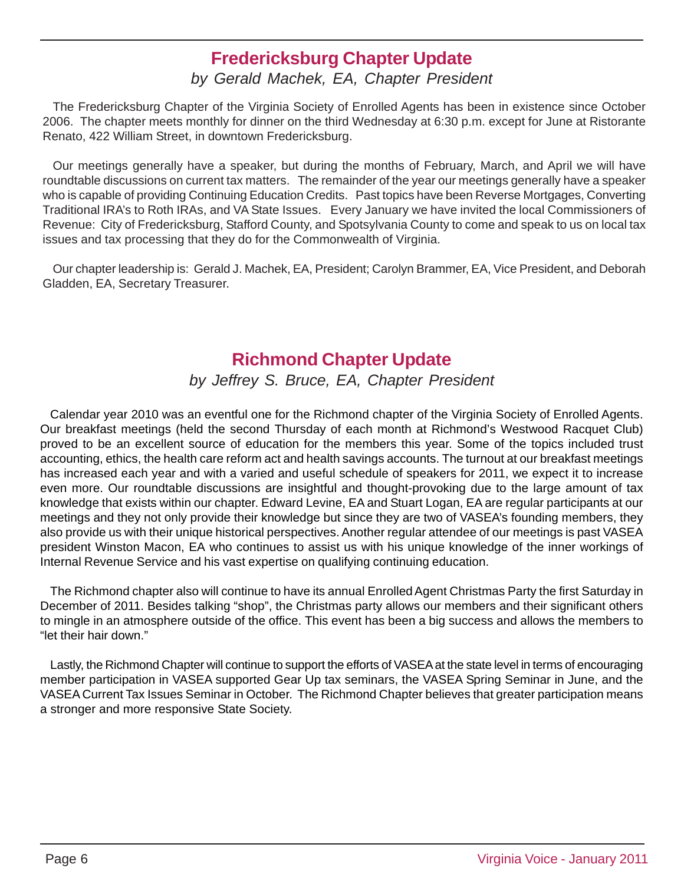## Fredericksburg Chapter Update

*by Gerald Machek, EA, Chapter President*

The Fredericksburg Chapter of the Virginia Society of Enrolled Agents has been in existence since October 2006. The chapter meets monthly for dinner on the third Wednesday at 6:30 p.m. except for June at Ristorante Renato, 422 William Street, in downtown Fredericksburg.

Our meetings generally have a speaker, but during the months of February, March, and April we will have roundtable discussions on current tax matters. The remainder of the year our meetings generally have a speaker who is capable of providing Continuing Education Credits. Past topics have been Reverse Mortgages, Converting Traditional IRA's to Roth IRAs, and VA State Issues. Every January we have invited the local Commissioners of Revenue: City of Fredericksburg, Stafford County, and Spotsylvania County to come and speak to us on local tax issues and tax processing that they do for the Commonwealth of Virginia.

Our chapter leadership is: Gerald J. Machek, EA, President; Carolyn Brammer, EA, Vice President, and Deborah Gladden, EA, Secretary Treasurer.

## Richmond Chapter Update

*by Jeffrey S. Bruce, EA, Chapter President*

Calendar year 2010 was an eventful one for the Richmond chapter of the Virginia Society of Enrolled Agents. Our breakfast meetings (held the second Thursday of each month at Richmond's Westwood Racquet Club) proved to be an excellent source of education for the members this year. Some of the topics included trust accounting, ethics, the health care reform act and health savings accounts. The turnout at our breakfast meetings has increased each year and with a varied and useful schedule of speakers for 2011, we expect it to increase even more. Our roundtable discussions are insightful and thought-provoking due to the large amount of tax knowledge that exists within our chapter. Edward Levine, EA and Stuart Logan, EA are regular participants at our meetings and they not only provide their knowledge but since they are two of VASEA's founding members, they also provide us with their unique historical perspectives. Another regular attendee of our meetings is past VASEA president Winston Macon, EA who continues to assist us with his unique knowledge of the inner workings of Internal Revenue Service and his vast expertise on qualifying continuing education.

The Richmond chapter also will continue to have its annual Enrolled Agent Christmas Party the first Saturday in December of 2011. Besides talking "shop", the Christmas party allows our members and their significant others to mingle in an atmosphere outside of the office. This event has been a big success and allows the members to "let their hair down."

Lastly, the Richmond Chapter will continue to support the efforts of VASEA at the state level in terms of encouraging member participation in VASEA supported Gear Up tax seminars, the VASEA Spring Seminar in June, and the VASEA Current Tax Issues Seminar in October. The Richmond Chapter believes that greater participation means a stronger and more responsive State Society.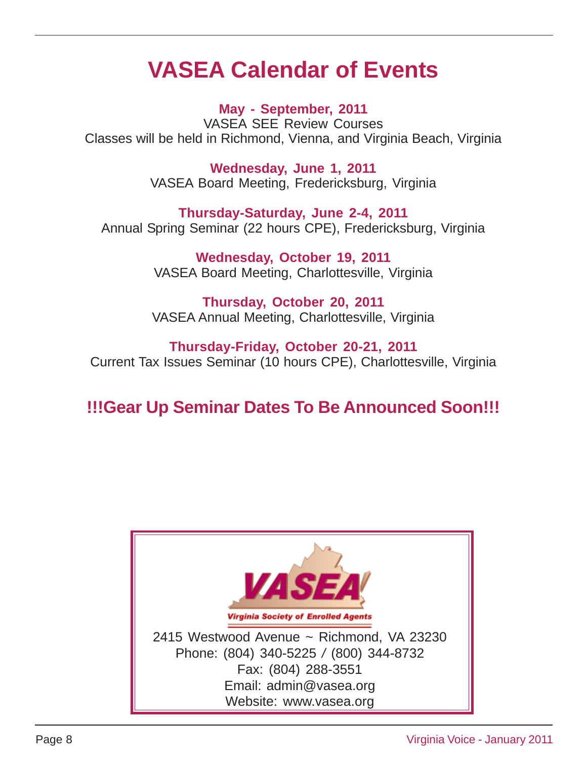# VASEA Calendar of Events

**May - September, 2011**
VASEA SEE Review Courses
Classes will be held in Richmond, Vienna, and Virginia Beach, Virginia

**Wednesday, June 1, 2011**
VASEA Board Meeting, Fredericksburg, Virginia

**Thursday-Saturday, June 2-4, 2011**
Annual Spring Seminar (22 hours CPE), Fredericksburg, Virginia

**Wednesday, October 19, 2011**
VASEA Board Meeting, Charlottesville, Virginia

**Thursday, October 20, 2011**
VASEA Annual Meeting, Charlottesville, Virginia

**Thursday-Friday, October 20-21, 2011**
Current Tax Issues Seminar (10 hours CPE), Charlottesville, Virginia

## !!!Gear Up Seminar Dates To Be Announced Soon!!!

VASEA
Virginia Society of Enrolled Agents

2415 Westwood Avenue ~ Richmond, VA 23230
Phone: (804) 340-5225 / (800) 344-8732
Fax: (804) 288-3551
Email: admin@vasea.org
Website: www.vasea.org